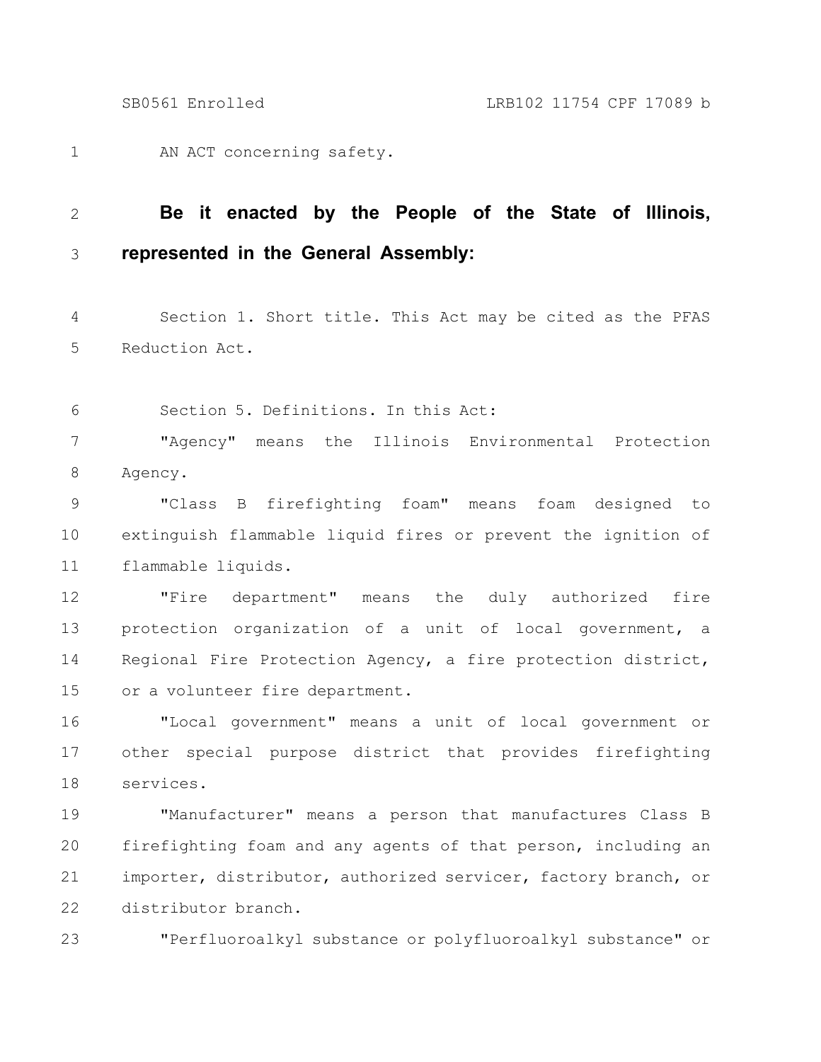AN ACT concerning safety.

**Be it enacted by the People of the State of Illinois, represented in the General Assembly:**

Section 1. Short title. This Act may be cited as the PFAS Reduction Act.

Section 5. Definitions. In this Act:

"Agency" means the Illinois Environmental Protection Agency.

"Class B firefighting foam" means foam designed to extinguish flammable liquid fires or prevent the ignition of flammable liquids.

"Fire department" means the duly authorized fire protection organization of a unit of local government, a Regional Fire Protection Agency, a fire protection district, or a volunteer fire department.

"Local government" means a unit of local government or other special purpose district that provides firefighting services.

"Manufacturer" means a person that manufactures Class B firefighting foam and any agents of that person, including an importer, distributor, authorized servicer, factory branch, or distributor branch.

"Perfluoroalkyl substance or polyfluoroalkyl substance" or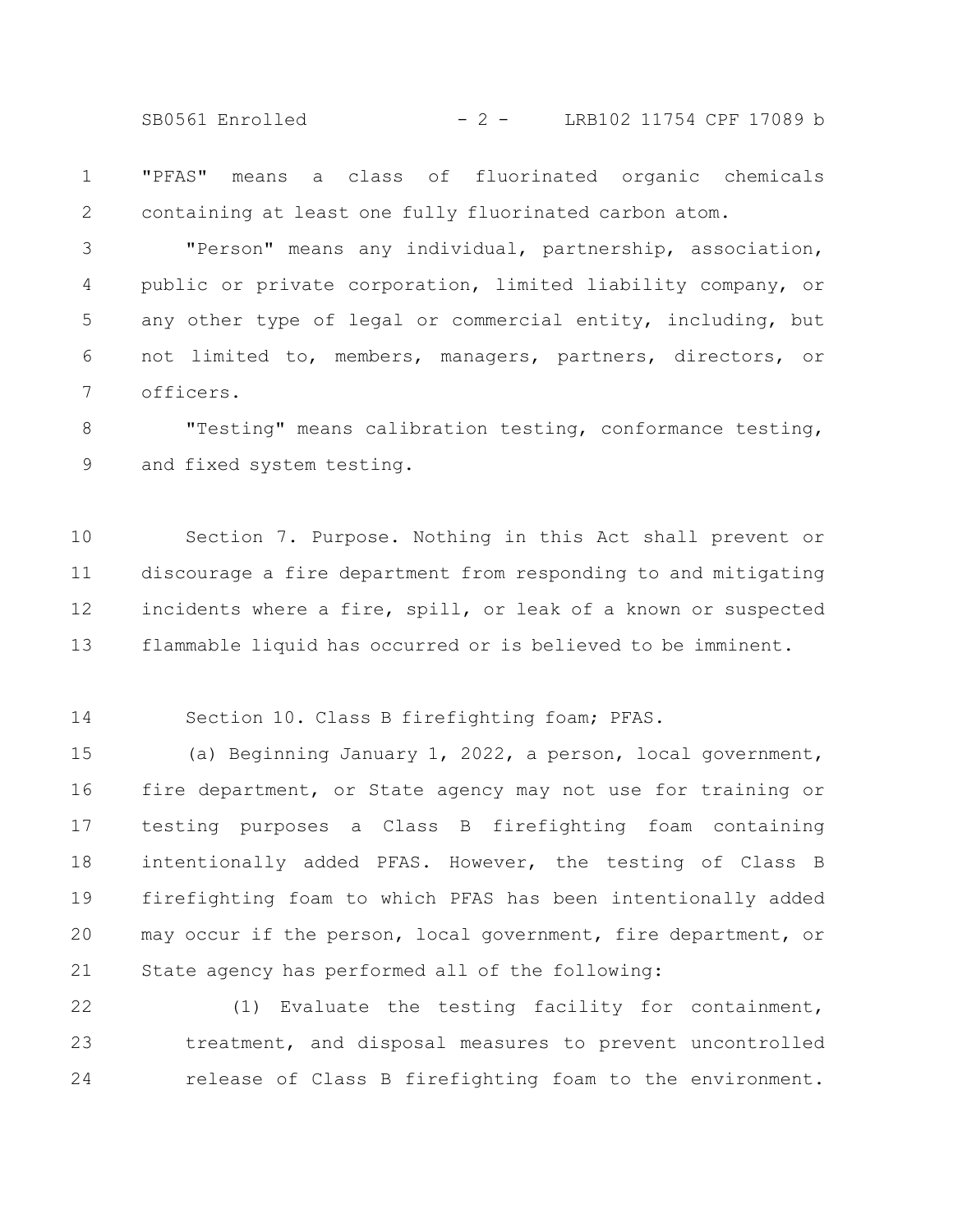"PFAS" means a class of fluorinated organic chemicals containing at least one fully fluorinated carbon atom.

"Person" means any individual, partnership, association, public or private corporation, limited liability company, or any other type of legal or commercial entity, including, but not limited to, members, managers, partners, directors, or officers.

"Testing" means calibration testing, conformance testing, and fixed system testing.

Section 7. Purpose. Nothing in this Act shall prevent or discourage a fire department from responding to and mitigating incidents where a fire, spill, or leak of a known or suspected flammable liquid has occurred or is believed to be imminent.

Section 10. Class B firefighting foam; PFAS.

(a) Beginning January 1, 2022, a person, local government, fire department, or State agency may not use for training or testing purposes a Class B firefighting foam containing intentionally added PFAS. However, the testing of Class B firefighting foam to which PFAS has been intentionally added may occur if the person, local government, fire department, or State agency has performed all of the following:

(1) Evaluate the testing facility for containment, treatment, and disposal measures to prevent uncontrolled release of Class B firefighting foam to the environment.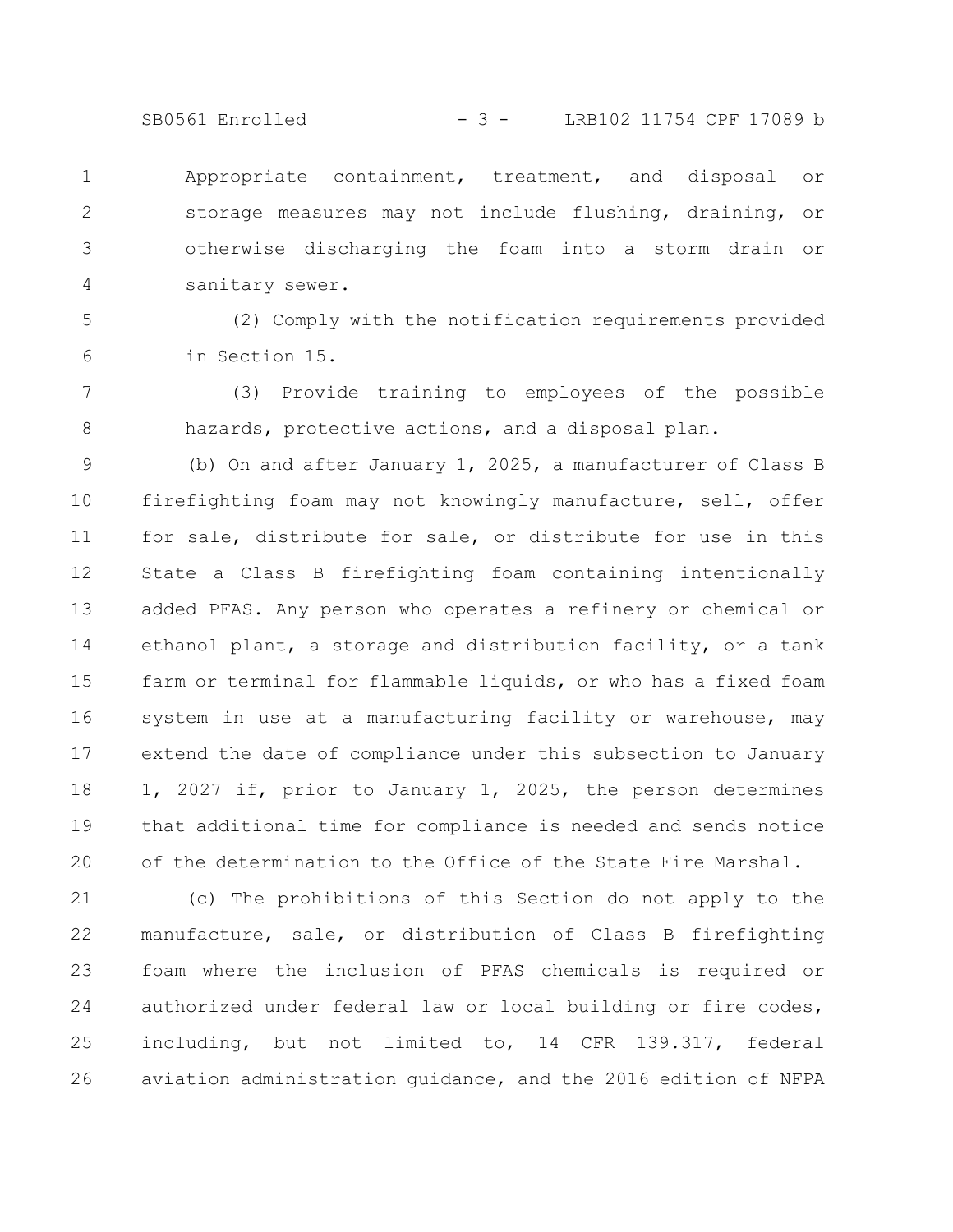Appropriate containment, treatment, and disposal or storage measures may not include flushing, draining, or otherwise discharging the foam into a storm drain or sanitary sewer.

(2) Comply with the notification requirements provided in Section 15.

(3) Provide training to employees of the possible hazards, protective actions, and a disposal plan.

(b) On and after January 1, 2025, a manufacturer of Class B firefighting foam may not knowingly manufacture, sell, offer for sale, distribute for sale, or distribute for use in this State a Class B firefighting foam containing intentionally added PFAS. Any person who operates a refinery or chemical or ethanol plant, a storage and distribution facility, or a tank farm or terminal for flammable liquids, or who has a fixed foam system in use at a manufacturing facility or warehouse, may extend the date of compliance under this subsection to January 1, 2027 if, prior to January 1, 2025, the person determines that additional time for compliance is needed and sends notice of the determination to the Office of the State Fire Marshal.

(c) The prohibitions of this Section do not apply to the manufacture, sale, or distribution of Class B firefighting foam where the inclusion of PFAS chemicals is required or authorized under federal law or local building or fire codes, including, but not limited to, 14 CFR 139.317, federal aviation administration guidance, and the 2016 edition of NFPA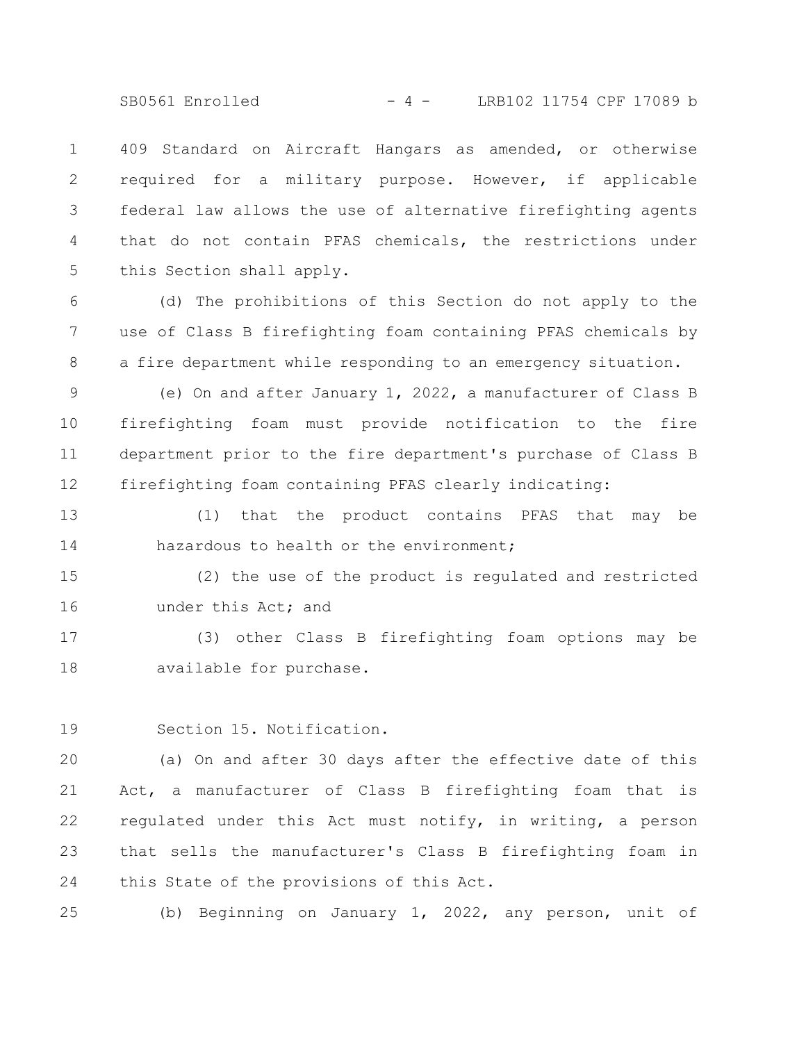409 Standard on Aircraft Hangars as amended, or otherwise required for a military purpose. However, if applicable federal law allows the use of alternative firefighting agents that do not contain PFAS chemicals, the restrictions under this Section shall apply.

(d) The prohibitions of this Section do not apply to the use of Class B firefighting foam containing PFAS chemicals by a fire department while responding to an emergency situation.

(e) On and after January 1, 2022, a manufacturer of Class B firefighting foam must provide notification to the fire department prior to the fire department's purchase of Class B firefighting foam containing PFAS clearly indicating:

(1) that the product contains PFAS that may be hazardous to health or the environment;

(2) the use of the product is regulated and restricted under this Act; and

(3) other Class B firefighting foam options may be available for purchase.

Section 15. Notification.

(a) On and after 30 days after the effective date of this Act, a manufacturer of Class B firefighting foam that is regulated under this Act must notify, in writing, a person that sells the manufacturer's Class B firefighting foam in this State of the provisions of this Act.

(b) Beginning on January 1, 2022, any person, unit of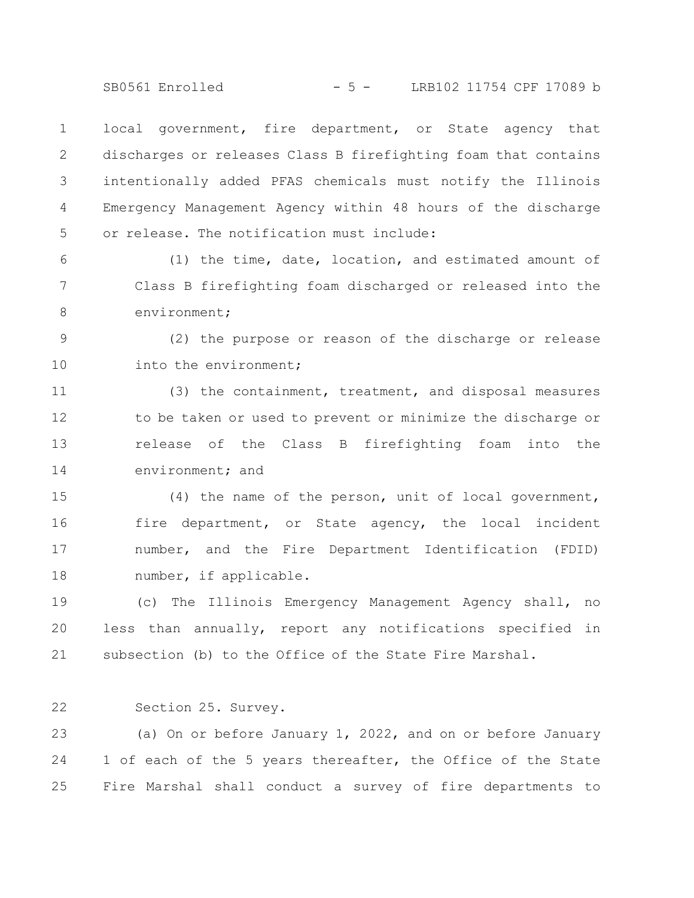local government, fire department, or State agency that discharges or releases Class B firefighting foam that contains intentionally added PFAS chemicals must notify the Illinois Emergency Management Agency within 48 hours of the discharge or release. The notification must include:

(1) the time, date, location, and estimated amount of Class B firefighting foam discharged or released into the environment;

(2) the purpose or reason of the discharge or release into the environment;

(3) the containment, treatment, and disposal measures to be taken or used to prevent or minimize the discharge or release of the Class B firefighting foam into the environment; and

(4) the name of the person, unit of local government, fire department, or State agency, the local incident number, and the Fire Department Identification (FDID) number, if applicable.

(c) The Illinois Emergency Management Agency shall, no less than annually, report any notifications specified in subsection (b) to the Office of the State Fire Marshal.

Section 25. Survey.

(a) On or before January 1, 2022, and on or before January 1 of each of the 5 years thereafter, the Office of the State Fire Marshal shall conduct a survey of fire departments to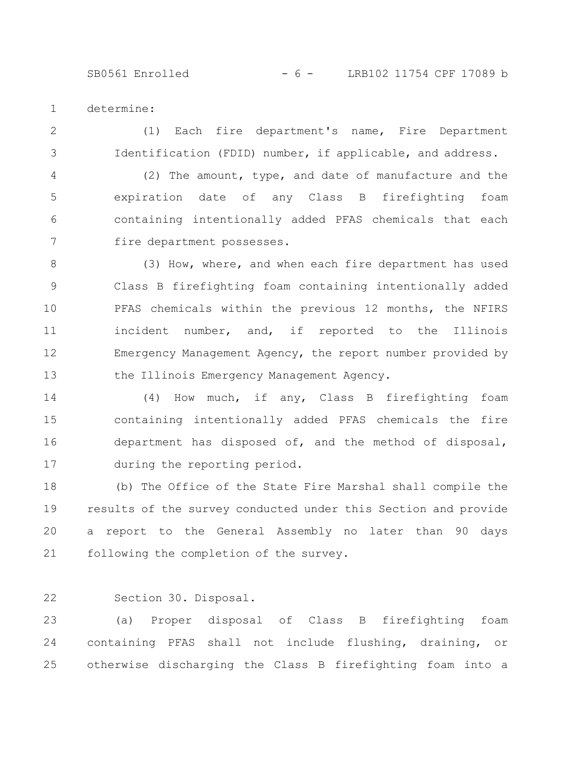determine:

(1) Each fire department's name, Fire Department Identification (FDID) number, if applicable, and address.

(2) The amount, type, and date of manufacture and the expiration date of any Class B firefighting foam containing intentionally added PFAS chemicals that each fire department possesses.

(3) How, where, and when each fire department has used Class B firefighting foam containing intentionally added PFAS chemicals within the previous 12 months, the NFIRS incident number, and, if reported to the Illinois Emergency Management Agency, the report number provided by the Illinois Emergency Management Agency.

(4) How much, if any, Class B firefighting foam containing intentionally added PFAS chemicals the fire department has disposed of, and the method of disposal, during the reporting period.

(b) The Office of the State Fire Marshal shall compile the results of the survey conducted under this Section and provide a report to the General Assembly no later than 90 days following the completion of the survey.

Section 30. Disposal.

(a) Proper disposal of Class B firefighting foam containing PFAS shall not include flushing, draining, or otherwise discharging the Class B firefighting foam into a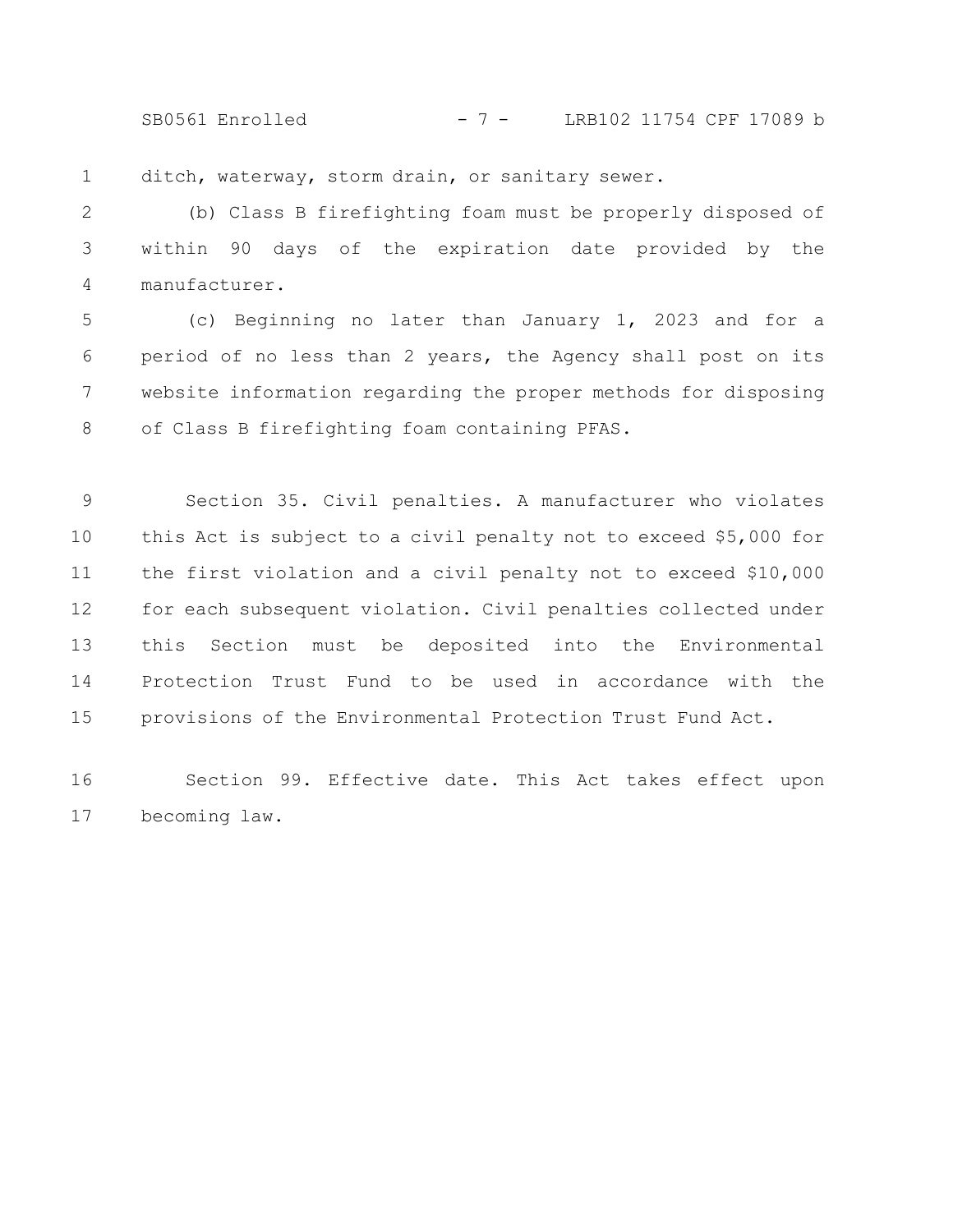ditch, waterway, storm drain, or sanitary sewer.

(b) Class B firefighting foam must be properly disposed of within 90 days of the expiration date provided by the manufacturer.

(c) Beginning no later than January 1, 2023 and for a period of no less than 2 years, the Agency shall post on its website information regarding the proper methods for disposing of Class B firefighting foam containing PFAS.

Section 35. Civil penalties. A manufacturer who violates this Act is subject to a civil penalty not to exceed $5,000 for the first violation and a civil penalty not to exceed $10,000 for each subsequent violation. Civil penalties collected under this Section must be deposited into the Environmental Protection Trust Fund to be used in accordance with the provisions of the Environmental Protection Trust Fund Act.

Section 99. Effective date. This Act takes effect upon becoming law.